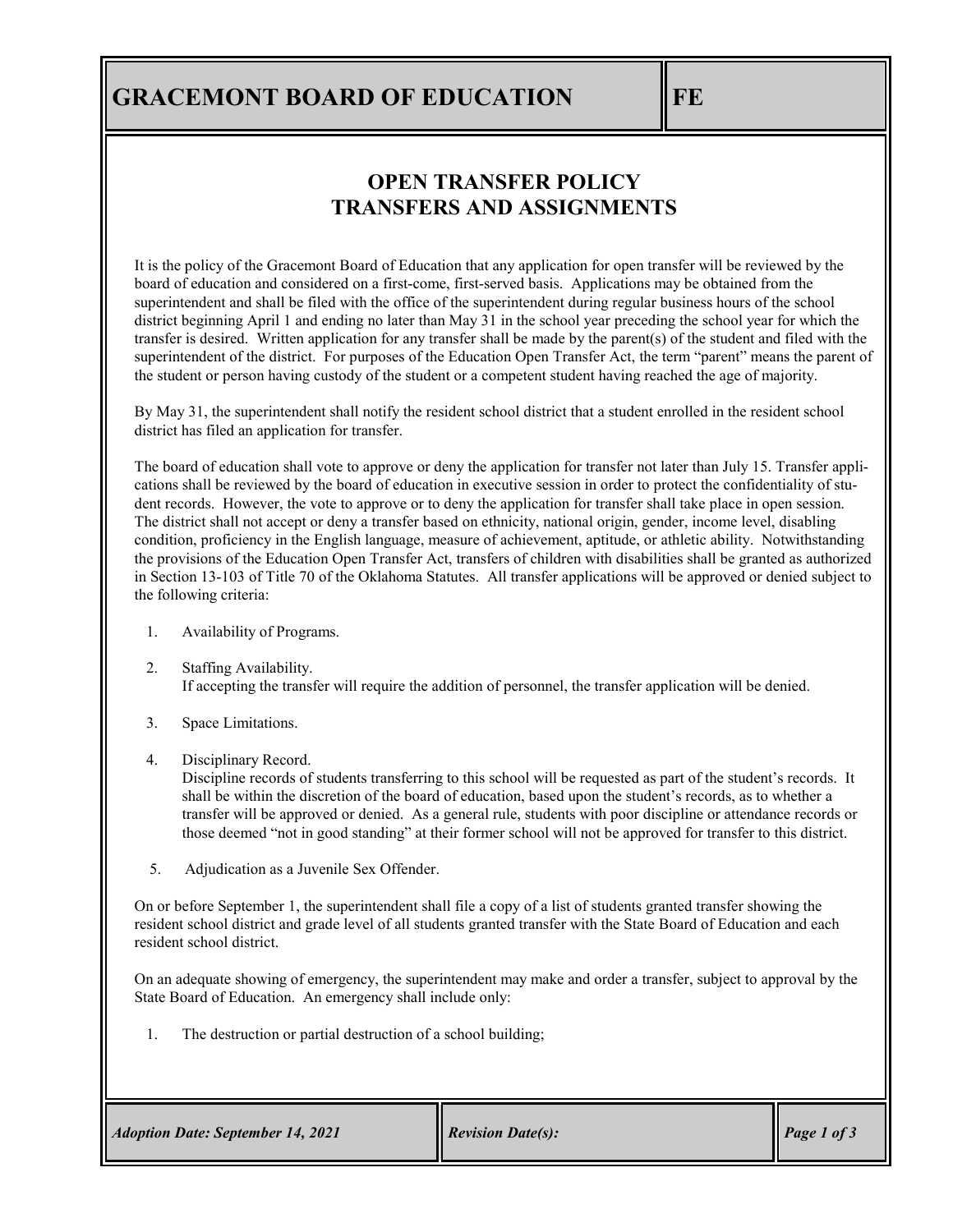# GRACEMONT BOARD OF EDUCATION

**FE**

## OPEN TRANSFER POLICY
## TRANSFERS AND ASSIGNMENTS

It is the policy of the Gracemont Board of Education that any application for open transfer will be reviewed by the board of education and considered on a first-come, first-served basis. Applications may be obtained from the superintendent and shall be filed with the office of the superintendent during regular business hours of the school district beginning April 1 and ending no later than May 31 in the school year preceding the school year for which the transfer is desired. Written application for any transfer shall be made by the parent(s) of the student and filed with the superintendent of the district. For purposes of the Education Open Transfer Act, the term "parent" means the parent of the student or person having custody of the student or a competent student having reached the age of majority.

By May 31, the superintendent shall notify the resident school district that a student enrolled in the resident school district has filed an application for transfer.

The board of education shall vote to approve or deny the application for transfer not later than July 15. Transfer applications shall be reviewed by the board of education in executive session in order to protect the confidentiality of student records. However, the vote to approve or to deny the application for transfer shall take place in open session. The district shall not accept or deny a transfer based on ethnicity, national origin, gender, income level, disabling condition, proficiency in the English language, measure of achievement, aptitude, or athletic ability. Notwithstanding the provisions of the Education Open Transfer Act, transfers of children with disabilities shall be granted as authorized in Section 13-103 of Title 70 of the Oklahoma Statutes. All transfer applications will be approved or denied subject to the following criteria:

1. Availability of Programs.

2. Staffing Availability.
   If accepting the transfer will require the addition of personnel, the transfer application will be denied.

3. Space Limitations.

4. Disciplinary Record.
   Discipline records of students transferring to this school will be requested as part of the student's records. It shall be within the discretion of the board of education, based upon the student's records, as to whether a transfer will be approved or denied. As a general rule, students with poor discipline or attendance records or those deemed "not in good standing" at their former school will not be approved for transfer to this district.

5. Adjudication as a Juvenile Sex Offender.

On or before September 1, the superintendent shall file a copy of a list of students granted transfer showing the resident school district and grade level of all students granted transfer with the State Board of Education and each resident school district.

On an adequate showing of emergency, the superintendent may make and order a transfer, subject to approval by the State Board of Education. An emergency shall include only:

1. The destruction or partial destruction of a school building;

*Adoption Date: September 14, 2021* | *Revision Date(s):*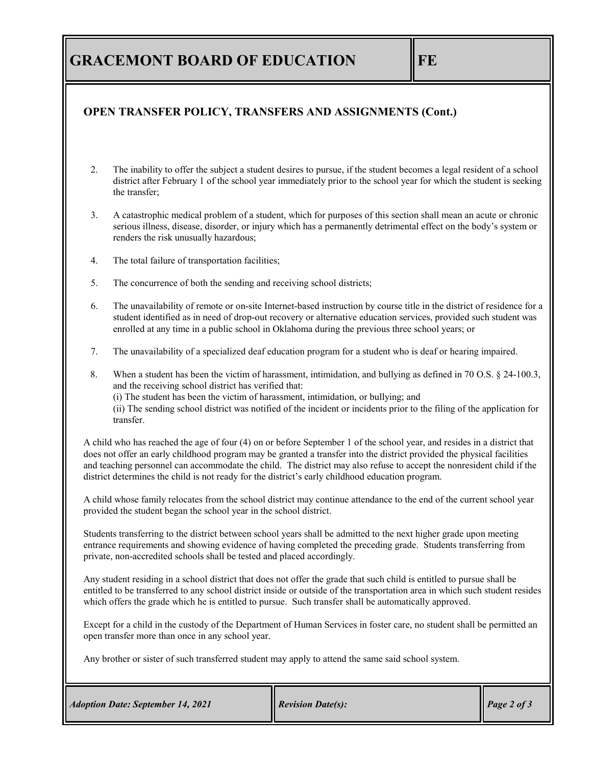## OPEN TRANSFER POLICY, TRANSFERS AND ASSIGNMENTS (Cont.)

2. The inability to offer the subject a student desires to pursue, if the student becomes a legal resident of a school district after February 1 of the school year immediately prior to the school year for which the student is seeking the transfer;

3. A catastrophic medical problem of a student, which for purposes of this section shall mean an acute or chronic serious illness, disease, disorder, or injury which has a permanently detrimental effect on the body's system or renders the risk unusually hazardous;

4. The total failure of transportation facilities;

5. The concurrence of both the sending and receiving school districts;

6. The unavailability of remote or on-site Internet-based instruction by course title in the district of residence for a student identified as in need of drop-out recovery or alternative education services, provided such student was enrolled at any time in a public school in Oklahoma during the previous three school years; or

7. The unavailability of a specialized deaf education program for a student who is deaf or hearing impaired.

8. When a student has been the victim of harassment, intimidation, and bullying as defined in 70 O.S. § 24-100.3, and the receiving school district has verified that:
   (i) The student has been the victim of harassment, intimidation, or bullying; and
   (ii) The sending school district was notified of the incident or incidents prior to the filing of the application for transfer.

A child who has reached the age of four (4) on or before September 1 of the school year, and resides in a district that does not offer an early childhood program may be granted a transfer into the district provided the physical facilities and teaching personnel can accommodate the child. The district may also refuse to accept the nonresident child if the district determines the child is not ready for the district's early childhood education program.

A child whose family relocates from the school district may continue attendance to the end of the current school year provided the student began the school year in the school district.

Students transferring to the district between school years shall be admitted to the next higher grade upon meeting entrance requirements and showing evidence of having completed the preceding grade. Students transferring from private, non-accredited schools shall be tested and placed accordingly.

Any student residing in a school district that does not offer the grade that such child is entitled to pursue shall be entitled to be transferred to any school district inside or outside of the transportation area in which such student resides which offers the grade which he is entitled to pursue. Such transfer shall be automatically approved.

Except for a child in the custody of the Department of Human Services in foster care, no student shall be permitted an open transfer more than once in any school year.

Any brother or sister of such transferred student may apply to attend the same said school system.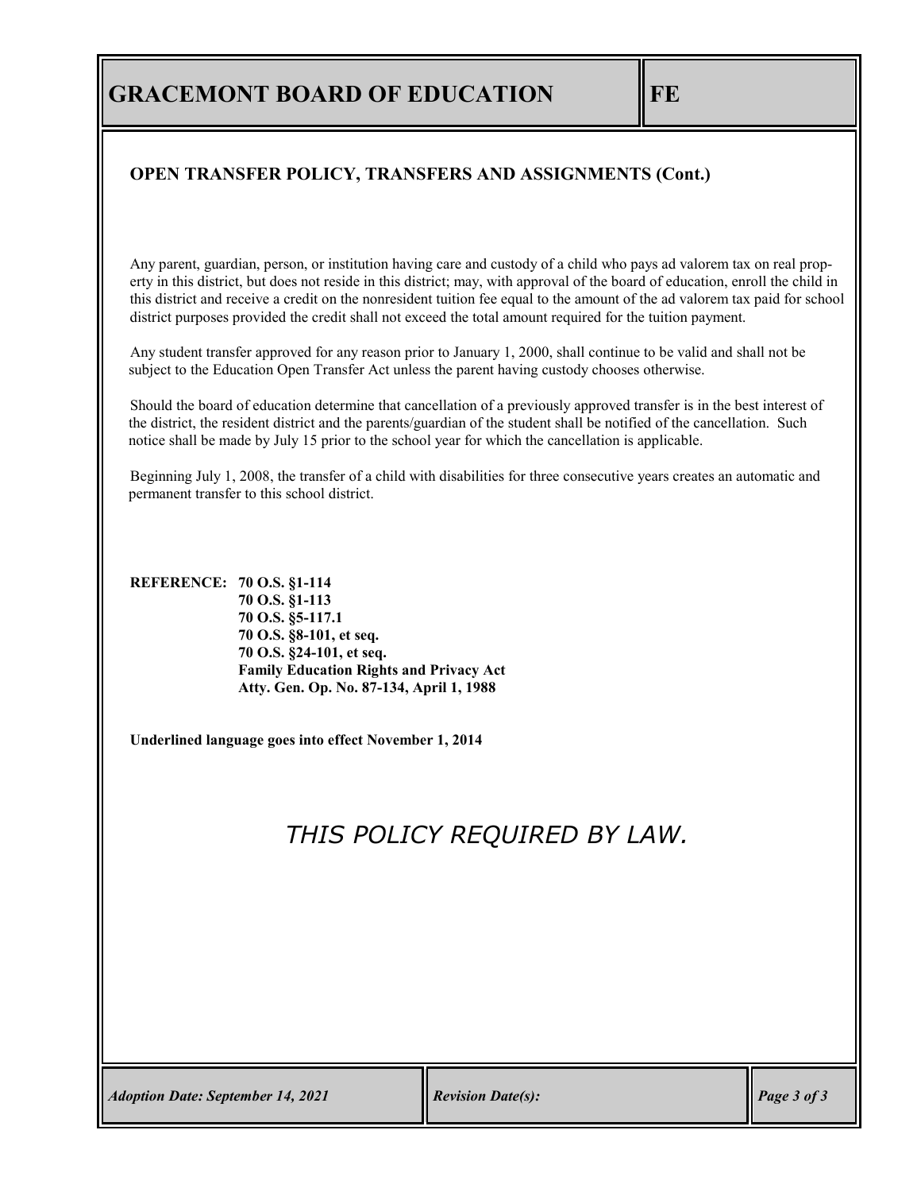## OPEN TRANSFER POLICY, TRANSFERS AND ASSIGNMENTS (Cont.)

Any parent, guardian, person, or institution having care and custody of a child who pays ad valorem tax on real property in this district, but does not reside in this district; may, with approval of the board of education, enroll the child in this district and receive a credit on the nonresident tuition fee equal to the amount of the ad valorem tax paid for school district purposes provided the credit shall not exceed the total amount required for the tuition payment.

Any student transfer approved for any reason prior to January 1, 2000, shall continue to be valid and shall not be subject to the Education Open Transfer Act unless the parent having custody chooses otherwise.

Should the board of education determine that cancellation of a previously approved transfer is in the best interest of the district, the resident district and the parents/guardian of the student shall be notified of the cancellation. Such notice shall be made by July 15 prior to the school year for which the cancellation is applicable.

Beginning July 1, 2008, the transfer of a child with disabilities for three consecutive years creates an automatic and permanent transfer to this school district.

**REFERENCE:**
**70 O.S. §1-114**
**70 O.S. §1-113**
**70 O.S. §5-117.1**
**70 O.S. §8-101, et seq.**
**70 O.S. §24-101, et seq.**
**Family Education Rights and Privacy Act**
**Atty. Gen. Op. No. 87-134, April 1, 1988**

**Underlined language goes into effect November 1, 2014**

*THIS POLICY REQUIRED BY LAW.*

***Adoption Date: September 14, 2021*** | ***Revision Date(s):***